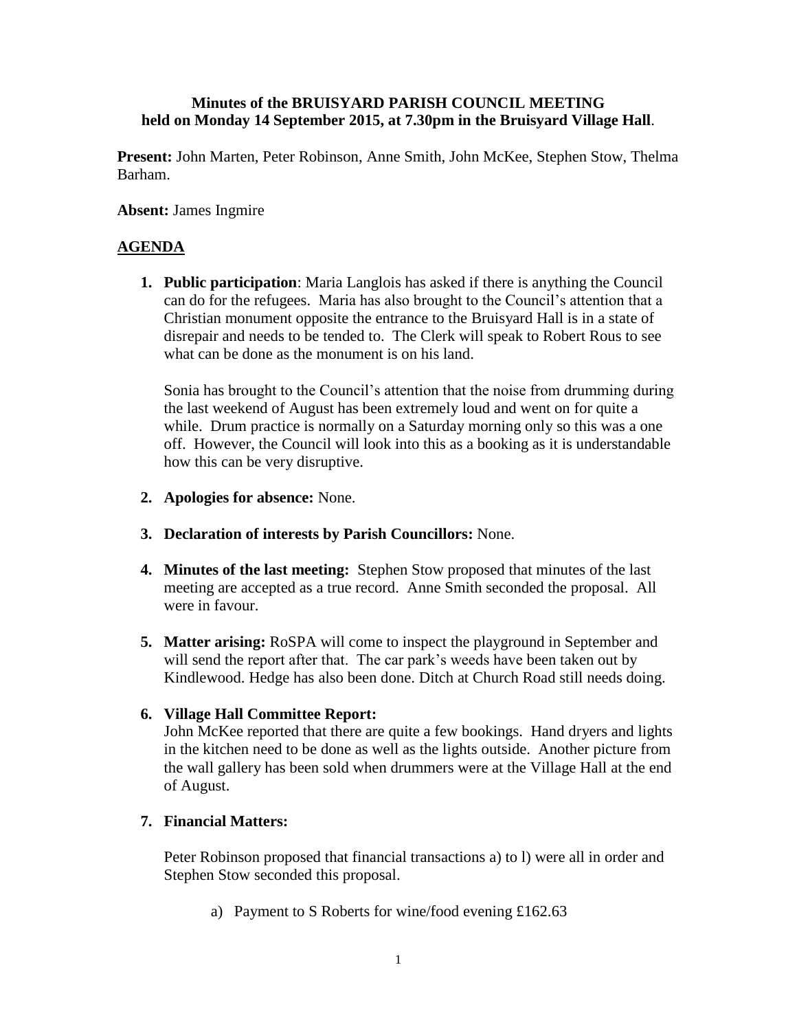**Minutes of the BRUISYARD PARISH COUNCIL MEETING held on Monday 14 September 2015, at 7.30pm in the Bruisyard Village Hall**.

**Present:** John Marten, Peter Robinson, Anne Smith, John McKee, Stephen Stow, Thelma Barham.

**Absent:** James Ingmire

## AGENDA

1. **Public participation**: Maria Langlois has asked if there is anything the Council can do for the refugees. Maria has also brought to the Council's attention that a Christian monument opposite the entrance to the Bruisyard Hall is in a state of disrepair and needs to be tended to. The Clerk will speak to Robert Rous to see what can be done as the monument is on his land.

   Sonia has brought to the Council's attention that the noise from drumming during the last weekend of August has been extremely loud and went on for quite a while. Drum practice is normally on a Saturday morning only so this was a one off. However, the Council will look into this as a booking as it is understandable how this can be very disruptive.

2. **Apologies for absence:** None.

3. **Declaration of interests by Parish Councillors:** None.

4. **Minutes of the last meeting:** Stephen Stow proposed that minutes of the last meeting are accepted as a true record. Anne Smith seconded the proposal. All were in favour.

5. **Matter arising:** RoSPA will come to inspect the playground in September and will send the report after that. The car park's weeds have been taken out by Kindlewood. Hedge has also been done. Ditch at Church Road still needs doing.

6. **Village Hall Committee Report:**
   John McKee reported that there are quite a few bookings. Hand dryers and lights in the kitchen need to be done as well as the lights outside. Another picture from the wall gallery has been sold when drummers were at the Village Hall at the end of August.

7. **Financial Matters:**

   Peter Robinson proposed that financial transactions a) to l) were all in order and Stephen Stow seconded this proposal.

   a) Payment to S Roberts for wine/food evening £162.63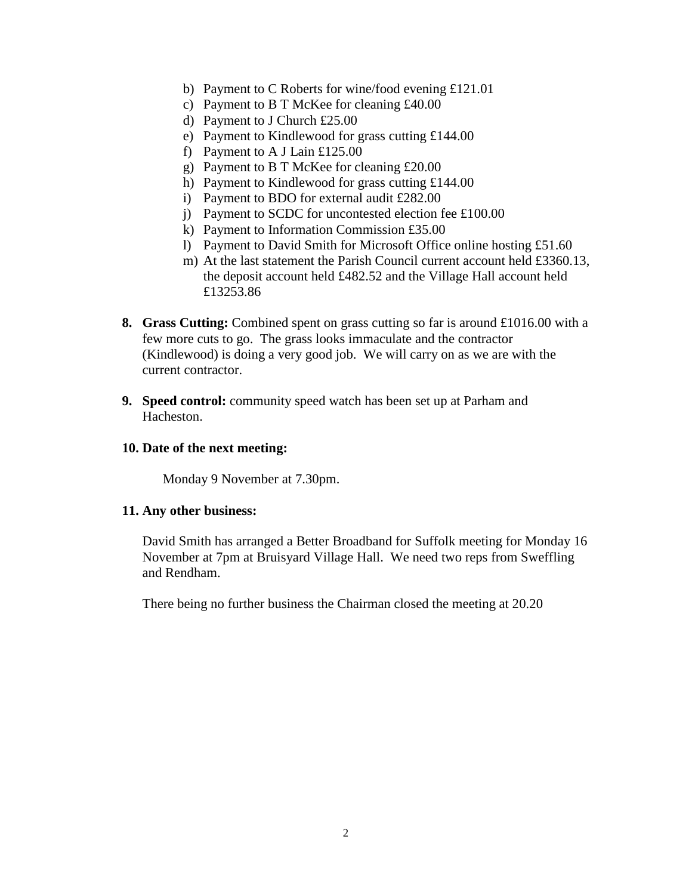b) Payment to C Roberts for wine/food evening £121.01
c) Payment to B T McKee for cleaning £40.00
d) Payment to J Church £25.00
e) Payment to Kindlewood for grass cutting £144.00
f) Payment to A J Lain £125.00
g) Payment to B T McKee for cleaning £20.00
h) Payment to Kindlewood for grass cutting £144.00
i) Payment to BDO for external audit £282.00
j) Payment to SCDC for uncontested election fee £100.00
k) Payment to Information Commission £35.00
l) Payment to David Smith for Microsoft Office online hosting £51.60
m) At the last statement the Parish Council current account held £3360.13, the deposit account held £482.52 and the Village Hall account held £13253.86

**8. Grass Cutting:** Combined spent on grass cutting so far is around £1016.00 with a few more cuts to go. The grass looks immaculate and the contractor (Kindlewood) is doing a very good job. We will carry on as we are with the current contractor.

**9. Speed control:** community speed watch has been set up at Parham and Hacheston.

**10. Date of the next meeting:**

Monday 9 November at 7.30pm.

**11. Any other business:**

David Smith has arranged a Better Broadband for Suffolk meeting for Monday 16 November at 7pm at Bruisyard Village Hall. We need two reps from Sweffling and Rendham.

There being no further business the Chairman closed the meeting at 20.20